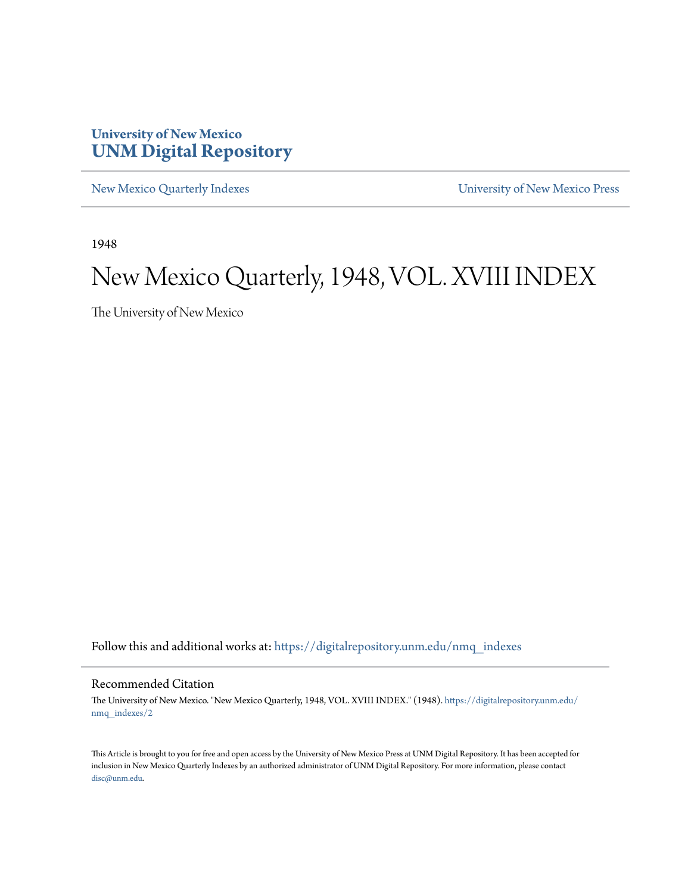**University of New Mexico**
**UNM Digital Repository**

New Mexico Quarterly Indexes | University of New Mexico Press

1948

# New Mexico Quarterly, 1948, VOL. XVIII INDEX

The University of New Mexico

Follow this and additional works at: https://digitalrepository.unm.edu/nmq_indexes

## Recommended Citation

The University of New Mexico. "New Mexico Quarterly, 1948, VOL. XVIII INDEX." (1948). https://digitalrepository.unm.edu/nmq_indexes/2

This Article is brought to you for free and open access by the University of New Mexico Press at UNM Digital Repository. It has been accepted for inclusion in New Mexico Quarterly Indexes by an authorized administrator of UNM Digital Repository. For more information, please contact disc@unm.edu.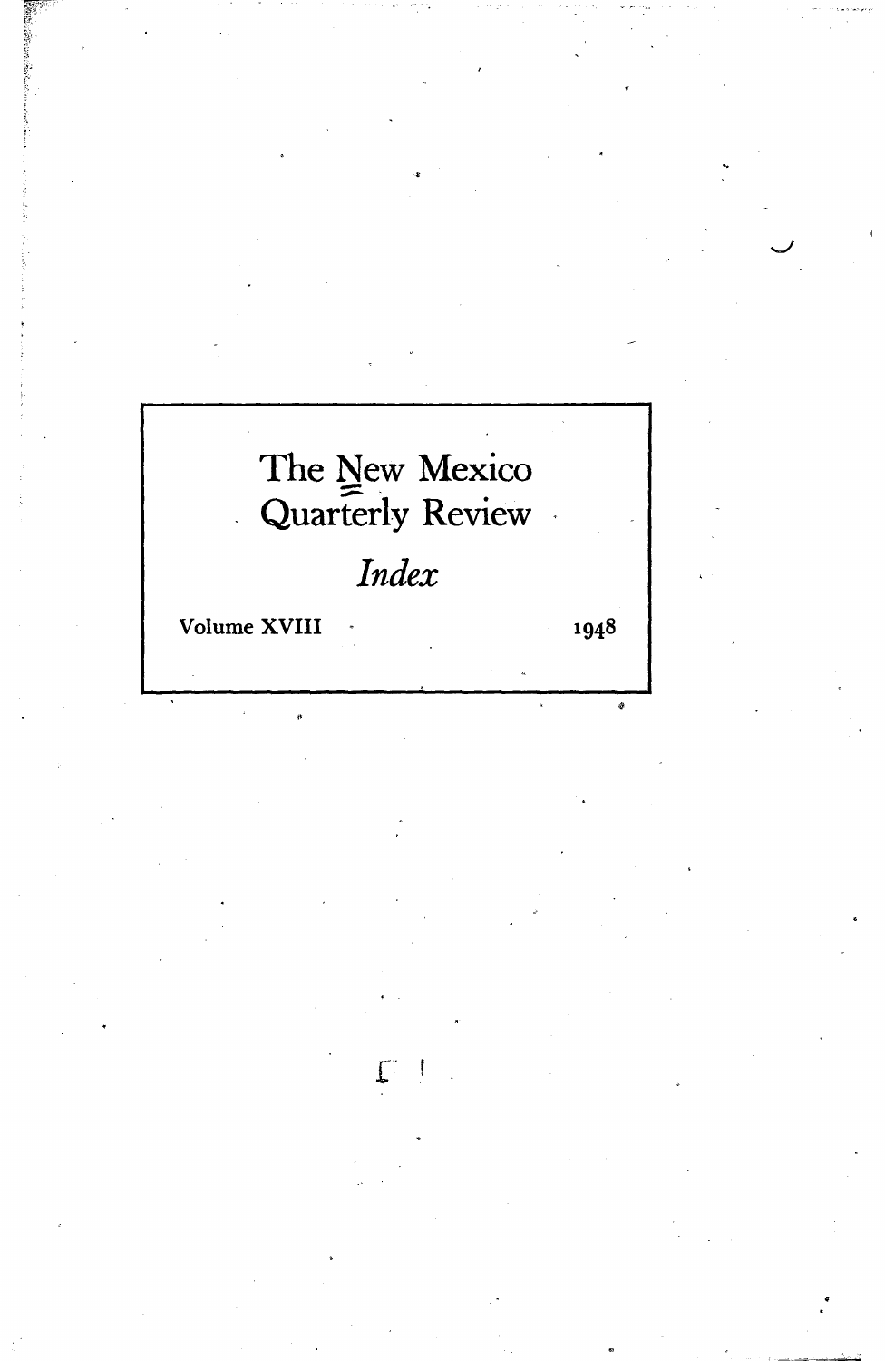# The New Mexico Quarterly Review

*Index*

Volume XVIII 1948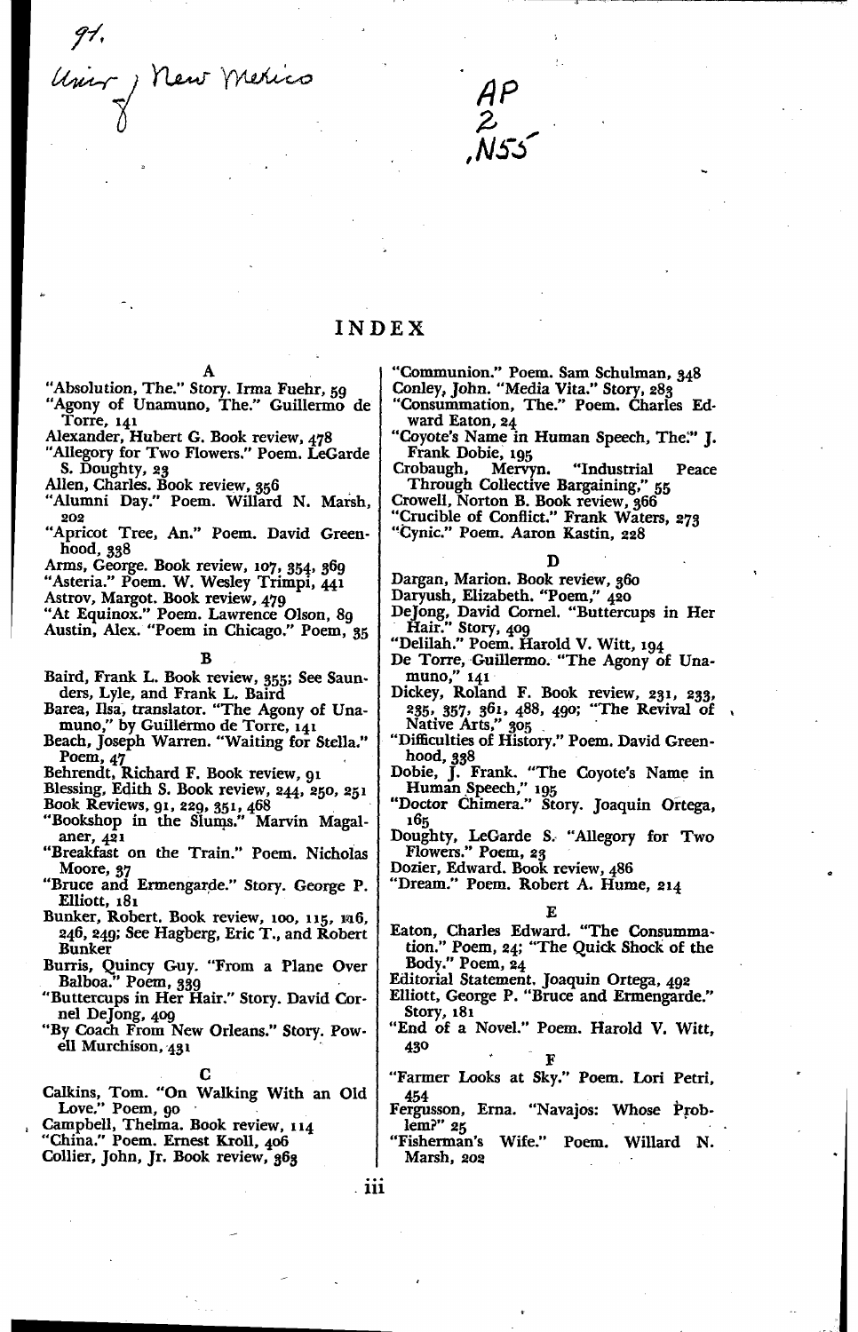91.
Univ of New Mexico

AP
2
.N55

# INDEX

## A

"Absolution, The." Story. Irma Fuehr, 59
"Agony of Unamuno, The." Guillermo de Torre, 141
Alexander, Hubert G. Book review, 478
"Allegory for Two Flowers." Poem. LeGarde S. Doughty, 23
Allen, Charles. Book review, 356
"Alumni Day." Poem. Willard N. Marsh, 202
"Apricot Tree, An." Poem. David Greenhood, 338
Arms, George. Book review, 107, 354, 369
"Asteria." Poem. W. Wesley Trimpi, 441
Astrov, Margot. Book review, 479
"At Equinox." Poem. Lawrence Olson, 89
Austin, Alex. "Poem in Chicago." Poem, 35

## B

Baird, Frank L. Book review, 355; See Saunders, Lyle, and Frank L. Baird
Barea, Ilsa, translator. "The Agony of Unamuno," by Guillermo de Torre, 141
Beach, Joseph Warren. "Waiting for Stella." Poem, 47
Behrendt, Richard F. Book review, 91
Blessing, Edith S. Book review, 244, 250, 251
Book Reviews, 91, 229, 351, 468
"Bookshop in the Slums." Marvin Magalaner, 421
"Breakfast on the Train." Poem. Nicholas Moore, 37
"Bruce and Ermengarde." Story. George P. Elliott, 181
Bunker, Robert. Book review, 100, 115, 116, 246, 249; See Hagberg, Eric T., and Robert Bunker
Burris, Quincy Guy. "From a Plane Over Balboa." Poem, 339
"Buttercups in Her Hair." Story. David Cornel DeJong, 409
"By Coach From New Orleans." Story. Powell Murchison, 431

## C

Calkins, Tom. "On Walking With an Old Love." Poem, 90
Campbell, Thelma. Book review, 114
"China." Poem. Ernest Kroll, 406
Collier, John, Jr. Book review, 363
"Communion." Poem. Sam Schulman, 348
Conley, John. "Media Vita." Story, 283
"Consummation, The." Poem. Charles Edward Eaton, 24
"Coyote's Name in Human Speech, The." J. Frank Dobie, 195
Crobaugh, Mervyn. "Industrial Peace Through Collective Bargaining," 55
Crowell, Norton B. Book review, 366
"Crucible of Conflict." Frank Waters, 273
"Cynic." Poem. Aaron Kastin, 228

## D

Dargan, Marion. Book review, 360
Daryush, Elizabeth. "Poem," 420
DeJong, David Cornel. "Buttercups in Her Hair." Story, 409
"Delilah." Poem. Harold V. Witt, 194
De Torre, Guillermo. "The Agony of Unamuno," 141
Dickey, Roland F. Book review, 231, 233, 235, 357, 361, 488, 490; "The Revival of Native Arts," 305
"Difficulties of History." Poem. David Greenhood, 338
Dobie, J. Frank. "The Coyote's Name in Human Speech," 195
"Doctor Chimera." Story. Joaquin Ortega, 165
Doughty, LeGarde S. "Allegory for Two Flowers." Poem, 23
Dozier, Edward. Book review, 486
"Dream." Poem. Robert A. Hume, 214

## E

Eaton, Charles Edward. "The Consummation." Poem, 24; "The Quick Shock of the Body." Poem, 24
Editorial Statement. Joaquin Ortega, 492
Elliott, George P. "Bruce and Ermengarde." Story, 181
"End of a Novel." Poem. Harold V. Witt, 430

## F

"Farmer Looks at Sky." Poem. Lori Petri, 454
Fergusson, Erna. "Navajos: Whose Problem?" 25
"Fisherman's Wife." Poem. Willard N. Marsh, 202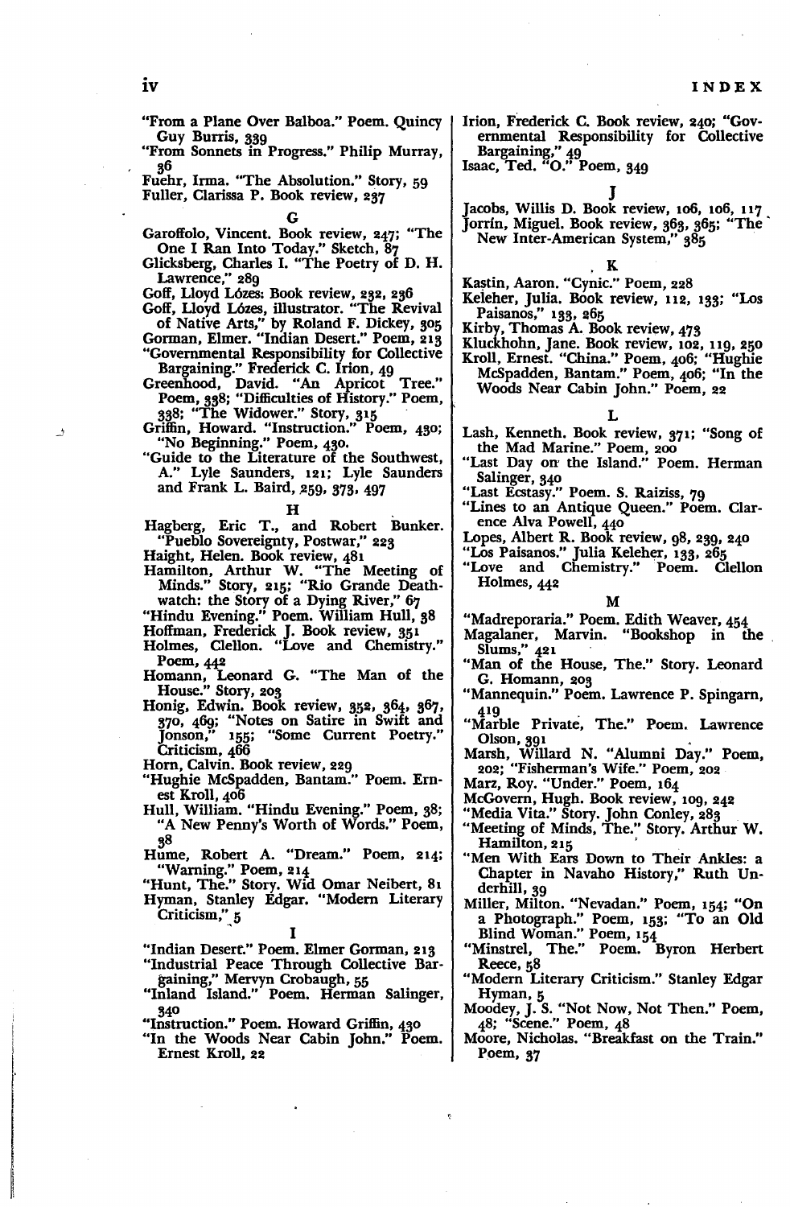"From a Plane Over Balboa." Poem. Quincy Guy Burris, 339

"From Sonnets in Progress." Philip Murray, 36

Fuehr, Irma. "The Absolution." Story, 59

Fuller, Clarissa P. Book review, 237

## G

Garoffolo, Vincent. Book review, 247; "The One I Ran Into Today." Sketch, 87

Glicksberg, Charles I. "The Poetry of D. H. Lawrence," 289

Goff, Lloyd Lózes: Book review, 232, 236

Goff, Lloyd Lózes, illustrator. "The Revival of Native Arts," by Roland F. Dickey, 305

Gorman, Elmer. "Indian Desert." Poem, 213

"Governmental Responsibility for Collective Bargaining." Frederick C. Irion, 49

Greenhood, David. "An Apricot Tree." Poem, 338; "Difficulties of History." Poem, 338; "The Widower." Story, 315

Griffin, Howard. "Instruction." Poem, 430; "No Beginning." Poem, 430.

"Guide to the Literature of the Southwest, A." Lyle Saunders, 121; Lyle Saunders and Frank L. Baird, 259, 373, 497

## H

Hagberg, Eric T., and Robert Bunker. "Pueblo Sovereignty, Postwar," 223

Haight, Helen. Book review, 481

Hamilton, Arthur W. "The Meeting of Minds." Story, 215; "Rio Grande Deathwatch: the Story of a Dying River," 67

"Hindu Evening." Poem. William Hull, 38

Hoffman, Frederick J. Book review, 351

Holmes, Clellon. "Love and Chemistry." Poem, 442

Homann, Leonard G. "The Man of the House." Story, 203

Honig, Edwin. Book review, 352, 364, 367, 370, 469; "Notes on Satire in Swift and Jonson," 155; "Some Current Poetry." Criticism, 466

Horn, Calvin. Book review, 229

"Hughie McSpadden, Bantam." Poem. Ernest Kroll, 406

Hull, William. "Hindu Evening." Poem, 38; "A New Penny's Worth of Words." Poem, 38

Hume, Robert A. "Dream." Poem, 214; "Warning." Poem, 214

"Hunt, The." Story. Wid Omar Neibert, 81

Hyman, Stanley Edgar. "Modern Literary Criticism," 5

## I

"Indian Desert." Poem. Elmer Gorman, 213

"Industrial Peace Through Collective Bargaining," Mervyn Crobaugh, 55

"Inland Island." Poem. Herman Salinger, 340

"Instruction." Poem. Howard Griffin, 430

"In the Woods Near Cabin John." Poem. Ernest Kroll, 22

Irion, Frederick C. Book review, 240; "Governmental Responsibility for Collective Bargaining," 49

Isaac, Ted. "O." Poem, 349

## J

Jacobs, Willis D. Book review, 106, 106, 117

Jorrín, Miguel. Book review, 363, 365; "The New Inter-American System," 385

## K

Kastin, Aaron. "Cynic." Poem, 228

Keleher, Julia. Book review, 112, 133; "Los Paisanos," 133, 265

Kirby, Thomas A. Book review, 473

Kluckhohn, Jane. Book review, 102, 119, 250

Kroll, Ernest. "China." Poem, 406; "Hughie McSpadden, Bantam." Poem, 406; "In the Woods Near Cabin John." Poem, 22

## L

Lash, Kenneth. Book review, 371; "Song of the Mad Marine." Poem, 200

"Last Day on the Island." Poem. Herman Salinger, 340

"Last Ecstasy." Poem. S. Raiziss, 79

"Lines to an Antique Queen." Poem. Clarence Alva Powell, 440

Lopes, Albert R. Book review, 98, 239, 240

"Los Paisanos." Julia Keleher, 133, 265

"Love and Chemistry." Poem. Clellon Holmes, 442

## M

"Madreporaria." Poem. Edith Weaver, 454

Magalaner, Marvin. "Bookshop in the Slums," 421

"Man of the House, The." Story. Leonard G. Homann, 203

"Mannequin." Poem. Lawrence P. Spingarn, 419

"Marble Private, The." Poem. Lawrence Olson, 391

Marsh, Willard N. "Alumni Day." Poem, 202; "Fisherman's Wife." Poem, 202

Marz, Roy. "Under." Poem, 164

McGovern, Hugh. Book review, 109, 242

"Media Vita." Story. John Conley, 283

"Meeting of Minds, The." Story. Arthur W. Hamilton, 215

"Men With Ears Down to Their Ankles: a Chapter in Navaho History," Ruth Underhill, 39

Miller, Milton. "Nevadan." Poem, 154; "On a Photograph." Poem, 153; "To an Old Blind Woman." Poem, 154

"Minstrel, The." Poem. Byron Herbert Reece, 58

"Modern Literary Criticism." Stanley Edgar Hyman, 5

Moodey, J. S. "Not Now, Not Then." Poem, 48; "Scene." Poem, 48

Moore, Nicholas. "Breakfast on the Train." Poem, 37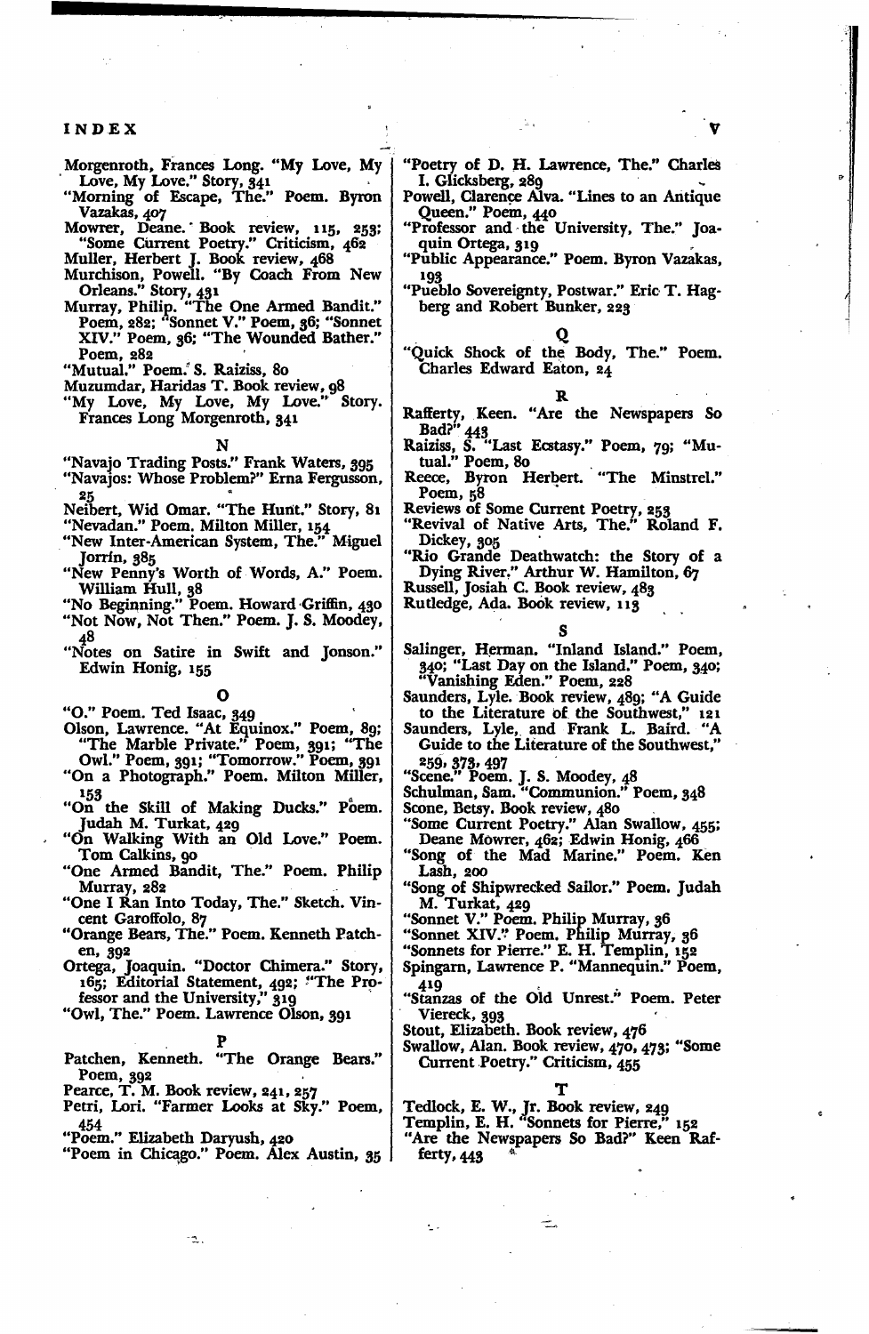Morgenroth, Frances Long. "My Love, My Love, My Love." Story, 341
"Morning of Escape, The." Poem. Byron Vazakas, 407
Mowrer, Deane. Book review, 115, 253; "Some Current Poetry." Criticism, 462
Muller, Herbert J. Book review, 468
Murchison, Powell. "By Coach From New Orleans." Story, 431
Murray, Philip. "The One Armed Bandit." Poem, 282; "Sonnet V." Poem, 36; "Sonnet XIV." Poem, 36; "The Wounded Bather." Poem, 282
"Mutual." Poem. S. Raiziss, 80
Muzumdar, Haridas T. Book review, 98
"My Love, My Love, My Love." Story. Frances Long Morgenroth, 341

## N

"Navajo Trading Posts." Frank Waters, 395
"Navajos: Whose Problem?" Erna Fergusson, 25
Neibert, Wid Omar. "The Hunt." Story, 81
"Nevadan." Poem. Milton Miller, 154
"New Inter-American System, The." Miguel Jorrín, 385
"New Penny's Worth of Words, A." Poem. William Hull, 38
"No Beginning." Poem. Howard Griffin, 430
"Not Now, Not Then." Poem. J. S. Moodey, 48
"Notes on Satire in Swift and Jonson." Edwin Honig, 155

## O

"O." Poem. Ted Isaac, 349
Olson, Lawrence. "At Equinox." Poem, 89; "The Marble Private." Poem, 391; "The Owl." Poem, 391; "Tomorrow." Poem, 391
"On a Photograph." Poem. Milton Miller, 153
"On the Skill of Making Ducks." Poem. Judah M. Turkat, 429
"On Walking With an Old Love." Poem. Tom Calkins, 90
"One Armed Bandit, The." Poem. Philip Murray, 282
"One I Ran Into Today, The." Sketch. Vincent Garoffolo, 87
"Orange Bears, The." Poem. Kenneth Patchen, 392
Ortega, Joaquin. "Doctor Chimera." Story, 165; Editorial Statement, 492; "The Professor and the University," 319
"Owl, The." Poem. Lawrence Olson, 391

## P

Patchen, Kenneth. "The Orange Bears." Poem, 392
Pearce, T. M. Book review, 241, 257
Petri, Lori. "Farmer Looks at Sky." Poem, 454
"Poem." Elizabeth Daryush, 420
"Poem in Chicago." Poem. Alex Austin, 35
"Poetry of D. H. Lawrence, The." Charles I. Glicksberg, 289
Powell, Clarence Alva. "Lines to an Antique Queen." Poem, 440
"Professor and the University, The." Joaquin Ortega, 319
"Public Appearance." Poem. Byron Vazakas, 193
"Pueblo Sovereignty, Postwar." Eric T. Hagberg and Robert Bunker, 223

## Q

"Quick Shock of the Body, The." Poem. Charles Edward Eaton, 24

## R

Rafferty, Keen. "Are the Newspapers So Bad?" 443
Raiziss, S. "Last Ecstasy." Poem, 79; "Mutual." Poem, 80
Reece, Byron Herbert. "The Minstrel." Poem, 58
Reviews of Some Current Poetry, 253
"Revival of Native Arts, The." Roland F. Dickey, 305
"Rio Grande Deathwatch: the Story of a Dying River." Arthur W. Hamilton, 67
Russell, Josiah C. Book review, 483
Rutledge, Ada. Book review, 113

## S

Salinger, Herman. "Inland Island." Poem, 340; "Last Day on the Island." Poem, 340; "Vanishing Eden." Poem, 228
Saunders, Lyle. Book review, 489; "A Guide to the Literature of the Southwest," 121
Saunders, Lyle, and Frank L. Baird. "A Guide to the Literature of the Southwest," 259, 373, 497
"Scene." Poem. J. S. Moodey, 48
Schulman, Sam. "Communion." Poem, 348
Scone, Betsy. Book review, 480
"Some Current Poetry." Alan Swallow, 455; Deane Mowrer, 462; Edwin Honig, 466
"Song of the Mad Marine." Poem. Ken Lash, 200
"Song of Shipwrecked Sailor." Poem. Judah M. Turkat, 429
"Sonnet V." Poem. Philip Murray, 36
"Sonnet XIV." Poem. Philip Murray, 36
"Sonnets for Pierre." E. H. Templin, 152
Spingarn, Lawrence P. "Mannequin." Poem, 419
"Stanzas of the Old Unrest." Poem. Peter Viereck, 393
Stout, Elizabeth. Book review, 476
Swallow, Alan. Book review, 470, 473; "Some Current Poetry." Criticism, 455

## T

Tedlock, E. W., Jr. Book review, 249
Templin, E. H. "Sonnets for Pierre," 152
"Are the Newspapers So Bad?" Keen Rafferty, 443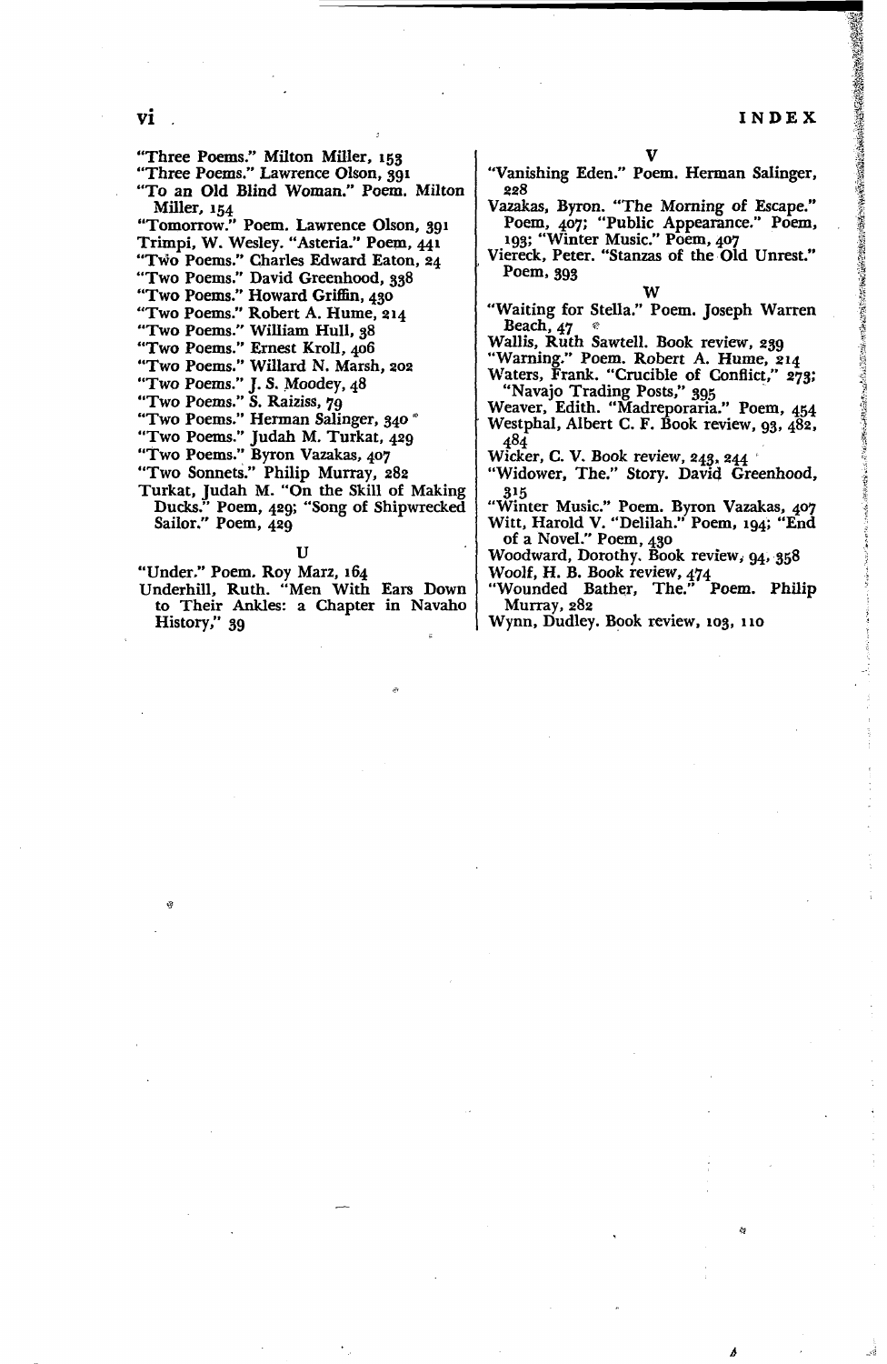"Three Poems." Milton Miller, 153
"Three Poems." Lawrence Olson, 391
"To an Old Blind Woman." Poem. Milton Miller, 154
"Tomorrow." Poem. Lawrence Olson, 391
Trimpi, W. Wesley. "Asteria." Poem, 441
"Two Poems." Charles Edward Eaton, 24
"Two Poems." David Greenhood, 338
"Two Poems." Howard Griffin, 430
"Two Poems." Robert A. Hume, 214
"Two Poems." William Hull, 38
"Two Poems." Ernest Kroll, 406
"Two Poems." Willard N. Marsh, 202
"Two Poems." J. S. Moodey, 48
"Two Poems." S. Raiziss, 79
"Two Poems." Herman Salinger, 340
"Two Poems." Judah M. Turkat, 429
"Two Poems." Byron Vazakas, 407
"Two Sonnets." Philip Murray, 282
Turkat, Judah M. "On the Skill of Making Ducks." Poem, 429; "Song of Shipwrecked Sailor." Poem, 429

## U

"Under." Poem. Roy Marz, 164
Underhill, Ruth. "Men With Ears Down to Their Ankles: a Chapter in Navaho History," 39

## V

"Vanishing Eden." Poem. Herman Salinger, 228
Vazakas, Byron. "The Morning of Escape." Poem, 407; "Public Appearance." Poem, 193; "Winter Music." Poem, 407
Viereck, Peter. "Stanzas of the Old Unrest." Poem, 393

## W

"Waiting for Stella." Poem. Joseph Warren Beach, 47
Wallis, Ruth Sawtell. Book review, 239
"Warning." Poem. Robert A. Hume, 214
Waters, Frank. "Crucible of Conflict," 273; "Navajo Trading Posts," 395
Weaver, Edith. "Madreporaria." Poem, 454
Westphal, Albert C. F. Book review, 93, 482, 484
Wicker, C. V. Book review, 243, 244
"Widower, The." Story. David Greenhood, 315
"Winter Music." Poem. Byron Vazakas, 407
Witt, Harold V. "Delilah." Poem, 194; "End of a Novel." Poem, 430
Woodward, Dorothy. Book review, 94, 358
Woolf, H. B. Book review, 474
"Wounded Bather, The." Poem. Philip Murray, 282
Wynn, Dudley. Book review, 103, 110